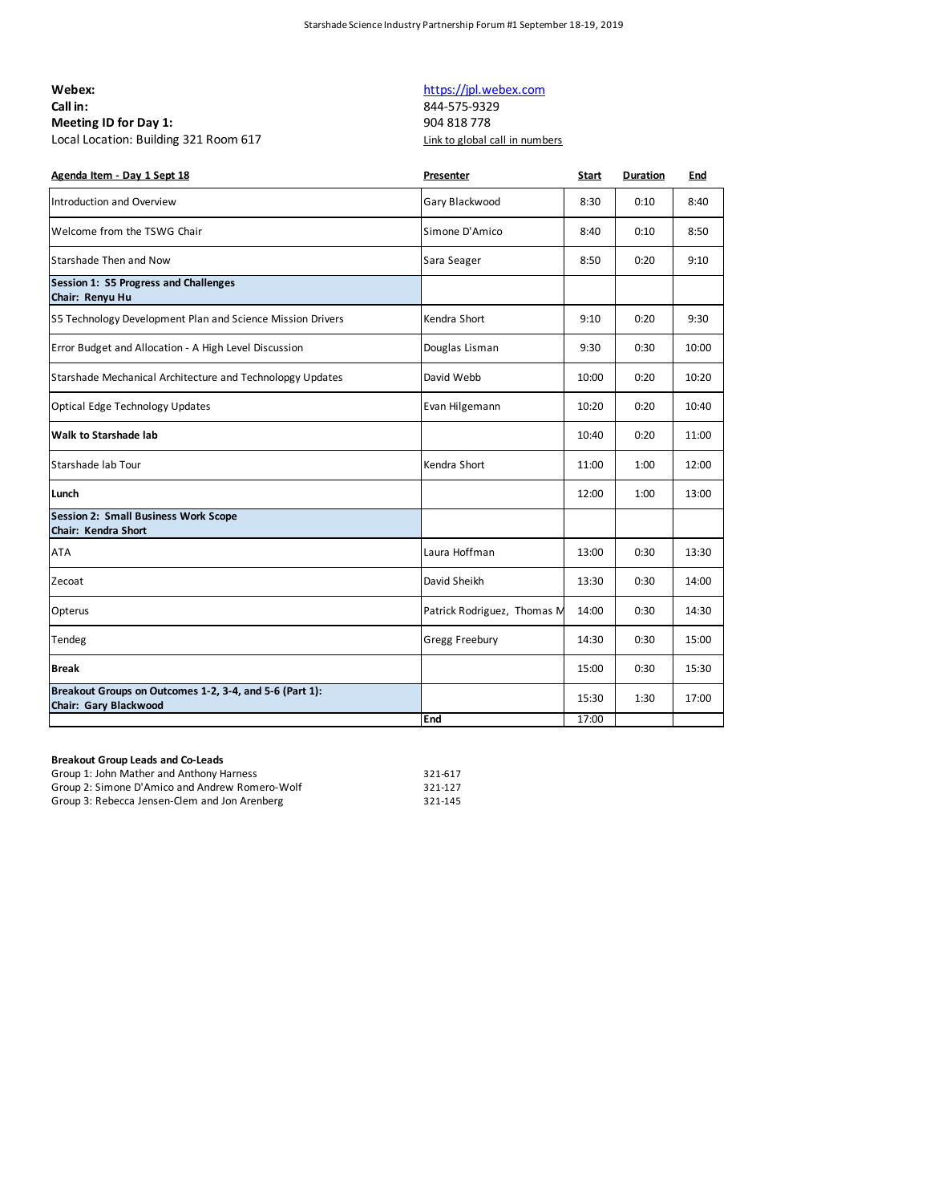Starshade Science Industry Partnership Forum #1 September 18-19, 2019

**Webex:** https://jpl.webex.com
**Call in:** 844-575-9329
**Meeting ID for Day 1:** 904 818 778
Local Location: Building 321 Room 617 — Link to global call in numbers

| Agenda Item - Day 1 Sept 18 | Presenter | Start | Duration | End |
|---|---|---|---|---|
| Introduction and Overview | Gary Blackwood | 8:30 | 0:10 | 8:40 |
| Welcome from the TSWG Chair | Simone D'Amico | 8:40 | 0:10 | 8:50 |
| Starshade Then and Now | Sara Seager | 8:50 | 0:20 | 9:10 |
| **Session 1: S5 Progress and Challenges**<br>**Chair: Renyu Hu** | | | | |
| S5 Technology Development Plan and Science Mission Drivers | Kendra Short | 9:10 | 0:20 | 9:30 |
| Error Budget and Allocation - A High Level Discussion | Douglas Lisman | 9:30 | 0:30 | 10:00 |
| Starshade Mechanical Architecture and Technolopgy Updates | David Webb | 10:00 | 0:20 | 10:20 |
| Optical Edge Technology Updates | Evan Hilgemann | 10:20 | 0:20 | 10:40 |
| **Walk to Starshade lab** | | 10:40 | 0:20 | 11:00 |
| Starshade lab Tour | Kendra Short | 11:00 | 1:00 | 12:00 |
| **Lunch** | | 12:00 | 1:00 | 13:00 |
| **Session 2: Small Business Work Scope**<br>**Chair: Kendra Short** | | | | |
| ATA | Laura Hoffman | 13:00 | 0:30 | 13:30 |
| Zecoat | David Sheikh | 13:30 | 0:30 | 14:00 |
| Opterus | Patrick Rodriguez, Thomas M | 14:00 | 0:30 | 14:30 |
| Tendeg | Gregg Freebury | 14:30 | 0:30 | 15:00 |
| **Break** | | 15:00 | 0:30 | 15:30 |
| **Breakout Groups on Outcomes 1-2, 3-4, and 5-6 (Part 1):**<br>**Chair: Gary Blackwood** | | 15:30 | 1:30 | 17:00 |
| | **End** | 17:00 | | |

**Breakout Group Leads and Co-Leads**

| Group | Room |
|---|---|
| Group 1: John Mather and Anthony Harness | 321-617 |
| Group 2: Simone D'Amico and Andrew Romero-Wolf | 321-127 |
| Group 3: Rebecca Jensen-Clem and Jon Arenberg | 321-145 |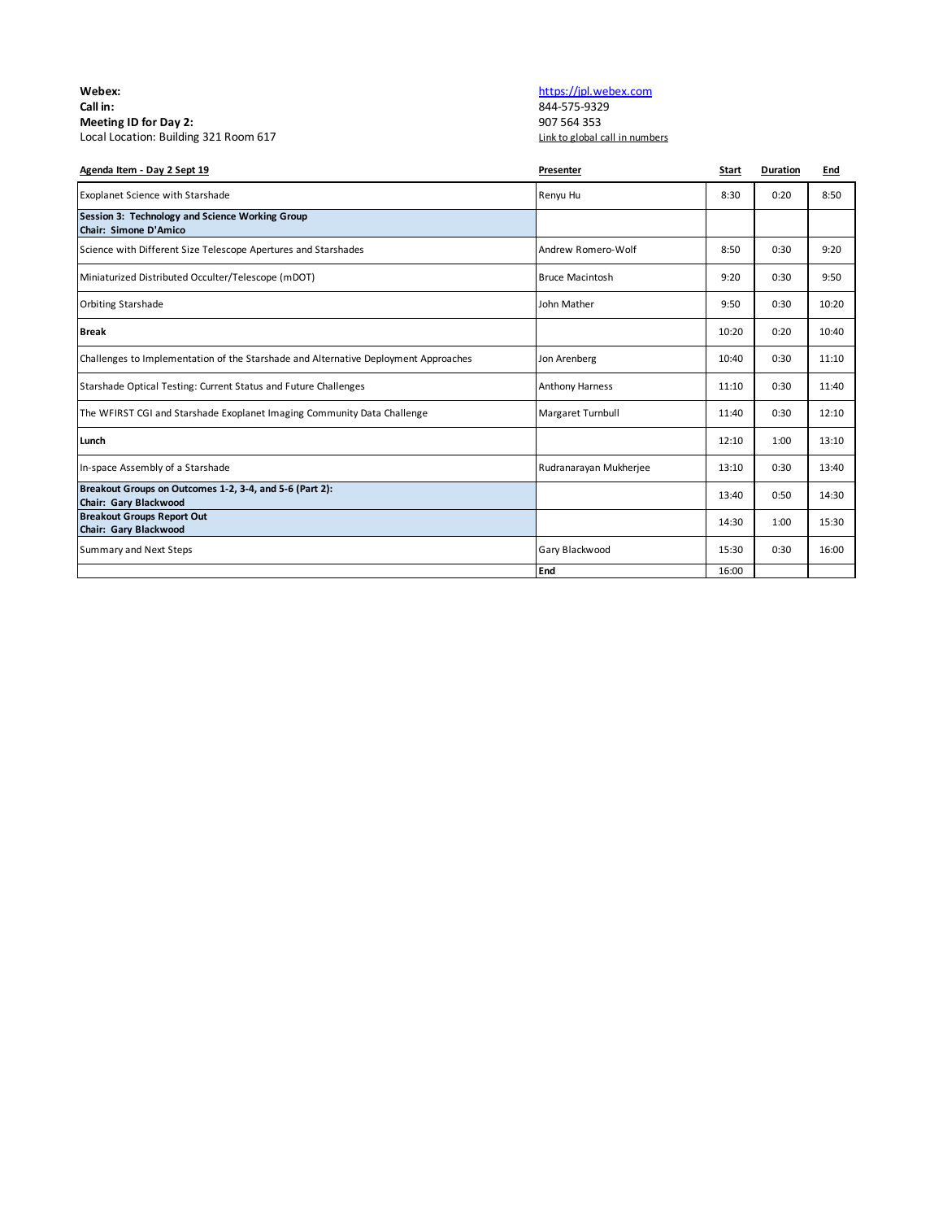**Webex:** https://jpl.webex.com
**Call in:** 844-575-9329
**Meeting ID for Day 2:** 907 564 353
Local Location: Building 321 Room 617
Link to global call in numbers

| Agenda Item - Day 2 Sept 19 | Presenter | Start | Duration | End |
|---|---|---|---|---|
| Exoplanet Science with Starshade | Renyu Hu | 8:30 | 0:20 | 8:50 |
| **Session 3: Technology and Science Working Group**<br>**Chair: Simone D'Amico** | | | | |
| Science with Different Size Telescope Apertures and Starshades | Andrew Romero-Wolf | 8:50 | 0:30 | 9:20 |
| Miniaturized Distributed Occulter/Telescope (mDOT) | Bruce Macintosh | 9:20 | 0:30 | 9:50 |
| Orbiting Starshade | John Mather | 9:50 | 0:30 | 10:20 |
| **Break** | | 10:20 | 0:20 | 10:40 |
| Challenges to Implementation of the Starshade and Alternative Deployment Approaches | Jon Arenberg | 10:40 | 0:30 | 11:10 |
| Starshade Optical Testing: Current Status and Future Challenges | Anthony Harness | 11:10 | 0:30 | 11:40 |
| The WFIRST CGI and Starshade Exoplanet Imaging Community Data Challenge | Margaret Turnbull | 11:40 | 0:30 | 12:10 |
| **Lunch** | | 12:10 | 1:00 | 13:10 |
| In-space Assembly of a Starshade | Rudranarayan Mukherjee | 13:10 | 0:30 | 13:40 |
| **Breakout Groups on Outcomes 1-2, 3-4, and 5-6 (Part 2):**<br>**Chair: Gary Blackwood** | | 13:40 | 0:50 | 14:30 |
| **Breakout Groups Report Out**<br>**Chair: Gary Blackwood** | | 14:30 | 1:00 | 15:30 |
| Summary and Next Steps | Gary Blackwood | 15:30 | 0:30 | 16:00 |
| | **End** | 16:00 | | |